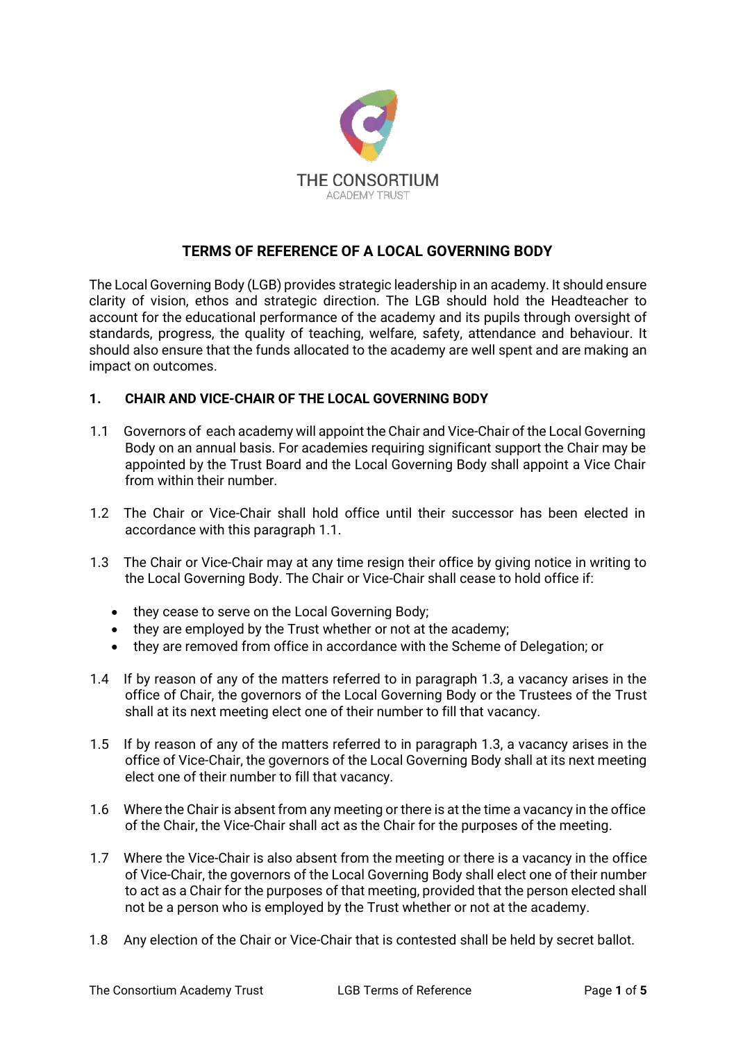THE CONSORTIUM
ACADEMY TRUST

# TERMS OF REFERENCE OF A LOCAL GOVERNING BODY

The Local Governing Body (LGB) provides strategic leadership in an academy. It should ensure clarity of vision, ethos and strategic direction. The LGB should hold the Headteacher to account for the educational performance of the academy and its pupils through oversight of standards, progress, the quality of teaching, welfare, safety, attendance and behaviour. It should also ensure that the funds allocated to the academy are well spent and are making an impact on outcomes.

## 1. CHAIR AND VICE-CHAIR OF THE LOCAL GOVERNING BODY

1.1 Governors of each academy will appoint the Chair and Vice-Chair of the Local Governing Body on an annual basis. For academies requiring significant support the Chair may be appointed by the Trust Board and the Local Governing Body shall appoint a Vice Chair from within their number.

1.2 The Chair or Vice-Chair shall hold office until their successor has been elected in accordance with this paragraph 1.1.

1.3 The Chair or Vice-Chair may at any time resign their office by giving notice in writing to the Local Governing Body. The Chair or Vice-Chair shall cease to hold office if:

- they cease to serve on the Local Governing Body;
- they are employed by the Trust whether or not at the academy;
- they are removed from office in accordance with the Scheme of Delegation; or

1.4 If by reason of any of the matters referred to in paragraph 1.3, a vacancy arises in the office of Chair, the governors of the Local Governing Body or the Trustees of the Trust shall at its next meeting elect one of their number to fill that vacancy.

1.5 If by reason of any of the matters referred to in paragraph 1.3, a vacancy arises in the office of Vice-Chair, the governors of the Local Governing Body shall at its next meeting elect one of their number to fill that vacancy.

1.6 Where the Chair is absent from any meeting or there is at the time a vacancy in the office of the Chair, the Vice-Chair shall act as the Chair for the purposes of the meeting.

1.7 Where the Vice-Chair is also absent from the meeting or there is a vacancy in the office of Vice-Chair, the governors of the Local Governing Body shall elect one of their number to act as a Chair for the purposes of that meeting, provided that the person elected shall not be a person who is employed by the Trust whether or not at the academy.

1.8 Any election of the Chair or Vice-Chair that is contested shall be held by secret ballot.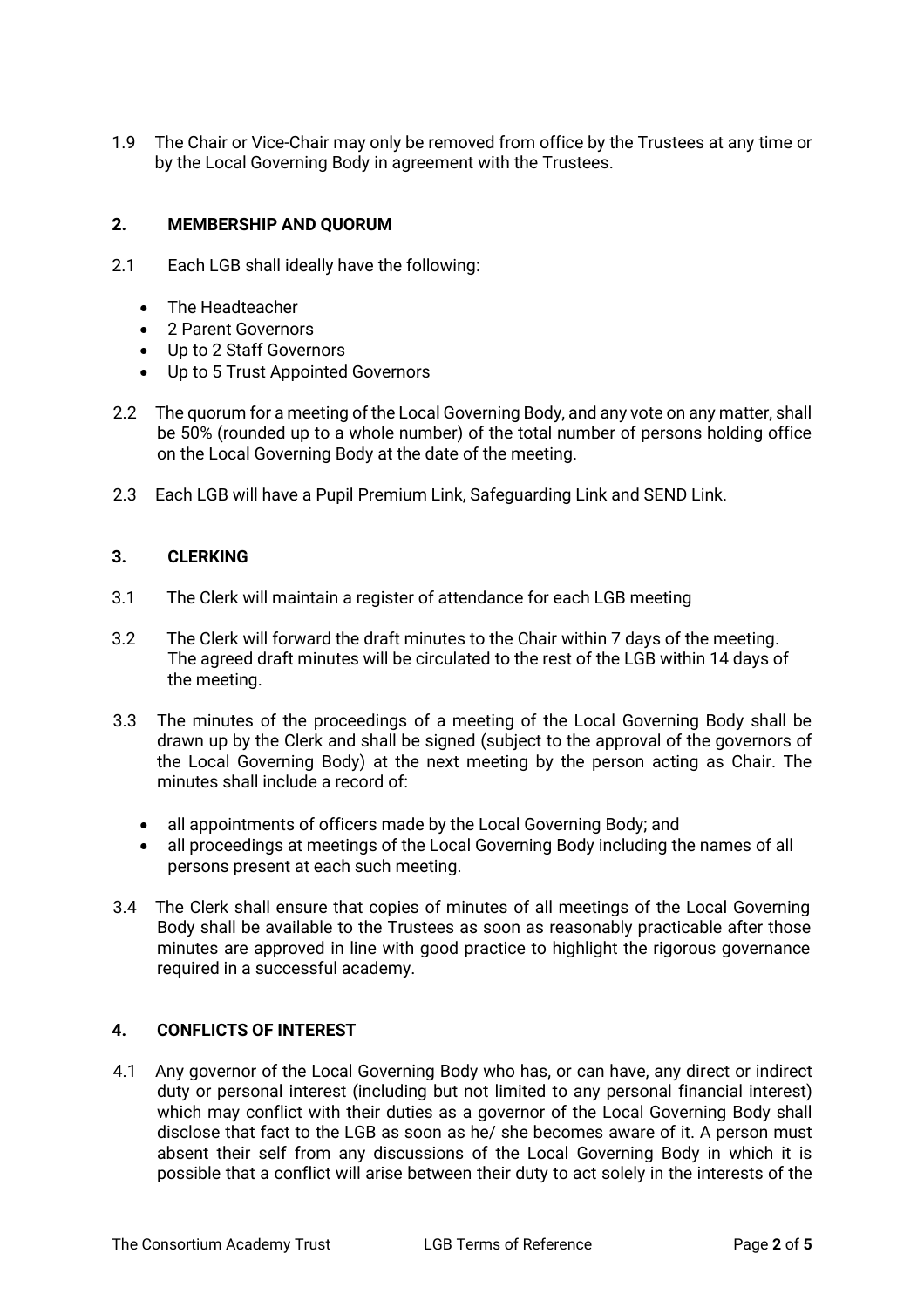1.9 The Chair or Vice-Chair may only be removed from office by the Trustees at any time or by the Local Governing Body in agreement with the Trustees.

## 2. MEMBERSHIP AND QUORUM

2.1 Each LGB shall ideally have the following:

- The Headteacher
- 2 Parent Governors
- Up to 2 Staff Governors
- Up to 5 Trust Appointed Governors

2.2 The quorum for a meeting of the Local Governing Body, and any vote on any matter, shall be 50% (rounded up to a whole number) of the total number of persons holding office on the Local Governing Body at the date of the meeting.

2.3 Each LGB will have a Pupil Premium Link, Safeguarding Link and SEND Link.

## 3. CLERKING

3.1 The Clerk will maintain a register of attendance for each LGB meeting

3.2 The Clerk will forward the draft minutes to the Chair within 7 days of the meeting. The agreed draft minutes will be circulated to the rest of the LGB within 14 days of the meeting.

3.3 The minutes of the proceedings of a meeting of the Local Governing Body shall be drawn up by the Clerk and shall be signed (subject to the approval of the governors of the Local Governing Body) at the next meeting by the person acting as Chair. The minutes shall include a record of:

- all appointments of officers made by the Local Governing Body; and
- all proceedings at meetings of the Local Governing Body including the names of all persons present at each such meeting.

3.4 The Clerk shall ensure that copies of minutes of all meetings of the Local Governing Body shall be available to the Trustees as soon as reasonably practicable after those minutes are approved in line with good practice to highlight the rigorous governance required in a successful academy.

## 4. CONFLICTS OF INTEREST

4.1 Any governor of the Local Governing Body who has, or can have, any direct or indirect duty or personal interest (including but not limited to any personal financial interest) which may conflict with their duties as a governor of the Local Governing Body shall disclose that fact to the LGB as soon as he/ she becomes aware of it. A person must absent their self from any discussions of the Local Governing Body in which it is possible that a conflict will arise between their duty to act solely in the interests of the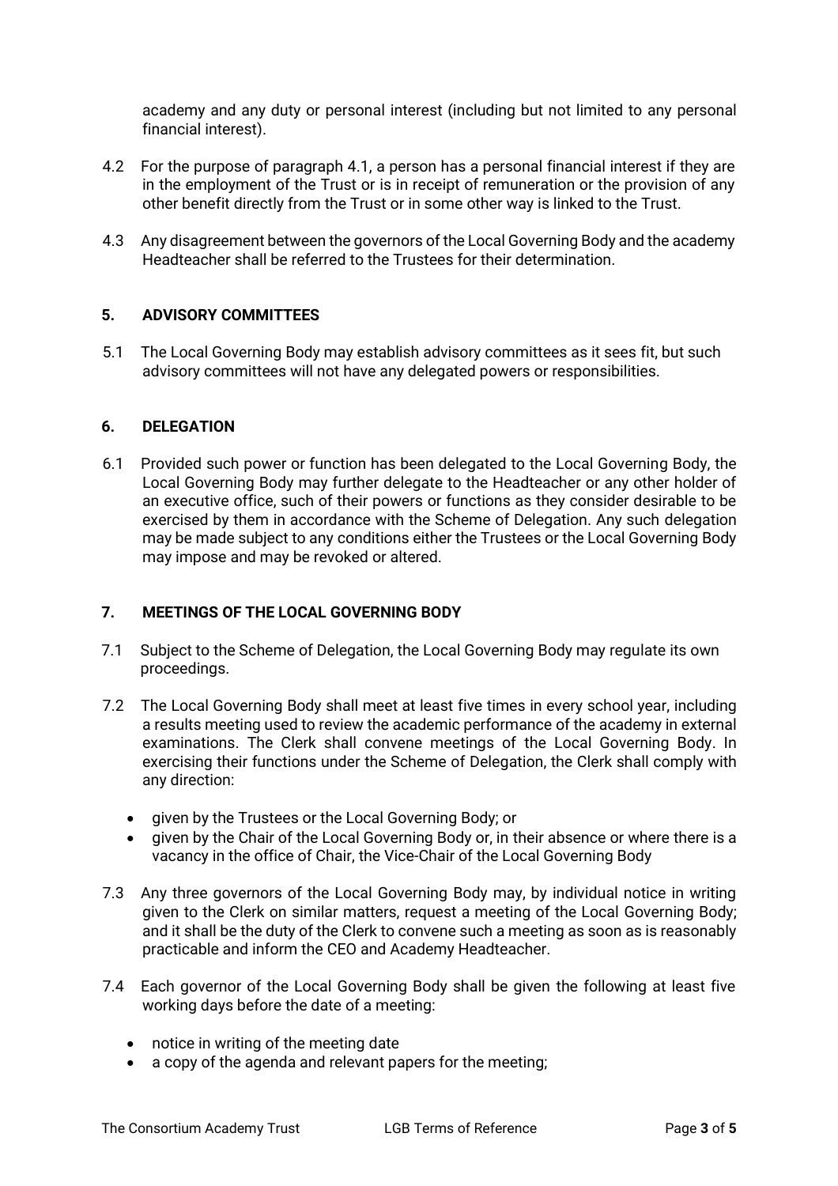academy and any duty or personal interest (including but not limited to any personal financial interest).

4.2 For the purpose of paragraph 4.1, a person has a personal financial interest if they are in the employment of the Trust or is in receipt of remuneration or the provision of any other benefit directly from the Trust or in some other way is linked to the Trust.

4.3 Any disagreement between the governors of the Local Governing Body and the academy Headteacher shall be referred to the Trustees for their determination.

## 5. ADVISORY COMMITTEES

5.1 The Local Governing Body may establish advisory committees as it sees fit, but such advisory committees will not have any delegated powers or responsibilities.

## 6. DELEGATION

6.1 Provided such power or function has been delegated to the Local Governing Body, the Local Governing Body may further delegate to the Headteacher or any other holder of an executive office, such of their powers or functions as they consider desirable to be exercised by them in accordance with the Scheme of Delegation. Any such delegation may be made subject to any conditions either the Trustees or the Local Governing Body may impose and may be revoked or altered.

## 7. MEETINGS OF THE LOCAL GOVERNING BODY

7.1 Subject to the Scheme of Delegation, the Local Governing Body may regulate its own proceedings.

7.2 The Local Governing Body shall meet at least five times in every school year, including a results meeting used to review the academic performance of the academy in external examinations. The Clerk shall convene meetings of the Local Governing Body. In exercising their functions under the Scheme of Delegation, the Clerk shall comply with any direction:

- given by the Trustees or the Local Governing Body; or
- given by the Chair of the Local Governing Body or, in their absence or where there is a vacancy in the office of Chair, the Vice-Chair of the Local Governing Body

7.3 Any three governors of the Local Governing Body may, by individual notice in writing given to the Clerk on similar matters, request a meeting of the Local Governing Body; and it shall be the duty of the Clerk to convene such a meeting as soon as is reasonably practicable and inform the CEO and Academy Headteacher.

7.4 Each governor of the Local Governing Body shall be given the following at least five working days before the date of a meeting:

- notice in writing of the meeting date
- a copy of the agenda and relevant papers for the meeting;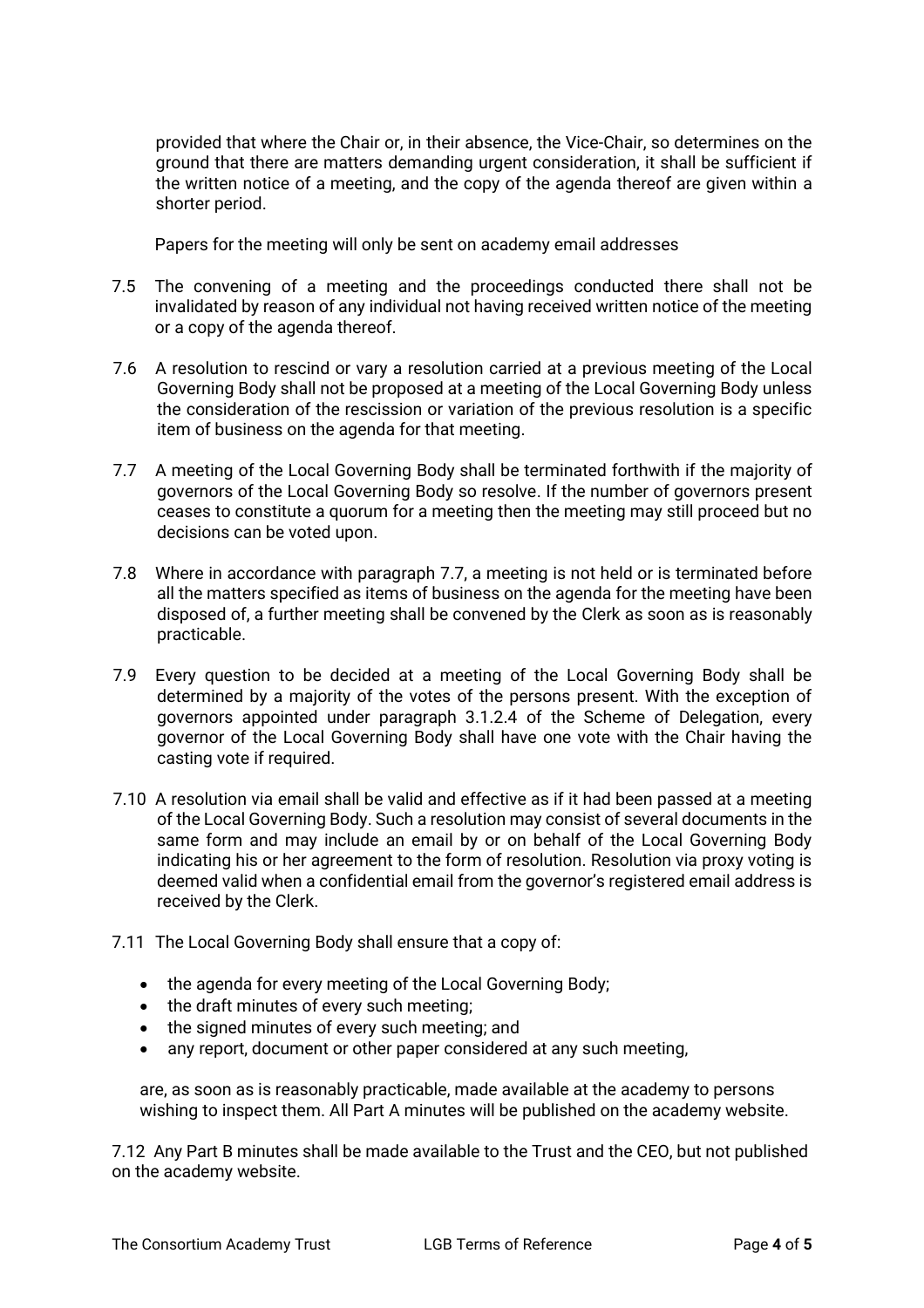provided that where the Chair or, in their absence, the Vice-Chair, so determines on the ground that there are matters demanding urgent consideration, it shall be sufficient if the written notice of a meeting, and the copy of the agenda thereof are given within a shorter period.

Papers for the meeting will only be sent on academy email addresses

7.5 The convening of a meeting and the proceedings conducted there shall not be invalidated by reason of any individual not having received written notice of the meeting or a copy of the agenda thereof.

7.6 A resolution to rescind or vary a resolution carried at a previous meeting of the Local Governing Body shall not be proposed at a meeting of the Local Governing Body unless the consideration of the rescission or variation of the previous resolution is a specific item of business on the agenda for that meeting.

7.7 A meeting of the Local Governing Body shall be terminated forthwith if the majority of governors of the Local Governing Body so resolve. If the number of governors present ceases to constitute a quorum for a meeting then the meeting may still proceed but no decisions can be voted upon.

7.8 Where in accordance with paragraph 7.7, a meeting is not held or is terminated before all the matters specified as items of business on the agenda for the meeting have been disposed of, a further meeting shall be convened by the Clerk as soon as is reasonably practicable.

7.9 Every question to be decided at a meeting of the Local Governing Body shall be determined by a majority of the votes of the persons present. With the exception of governors appointed under paragraph 3.1.2.4 of the Scheme of Delegation, every governor of the Local Governing Body shall have one vote with the Chair having the casting vote if required.

7.10 A resolution via email shall be valid and effective as if it had been passed at a meeting of the Local Governing Body. Such a resolution may consist of several documents in the same form and may include an email by or on behalf of the Local Governing Body indicating his or her agreement to the form of resolution. Resolution via proxy voting is deemed valid when a confidential email from the governor's registered email address is received by the Clerk.

7.11 The Local Governing Body shall ensure that a copy of:

- the agenda for every meeting of the Local Governing Body;
- the draft minutes of every such meeting;
- the signed minutes of every such meeting; and
- any report, document or other paper considered at any such meeting,

are, as soon as is reasonably practicable, made available at the academy to persons wishing to inspect them. All Part A minutes will be published on the academy website.

7.12 Any Part B minutes shall be made available to the Trust and the CEO, but not published on the academy website.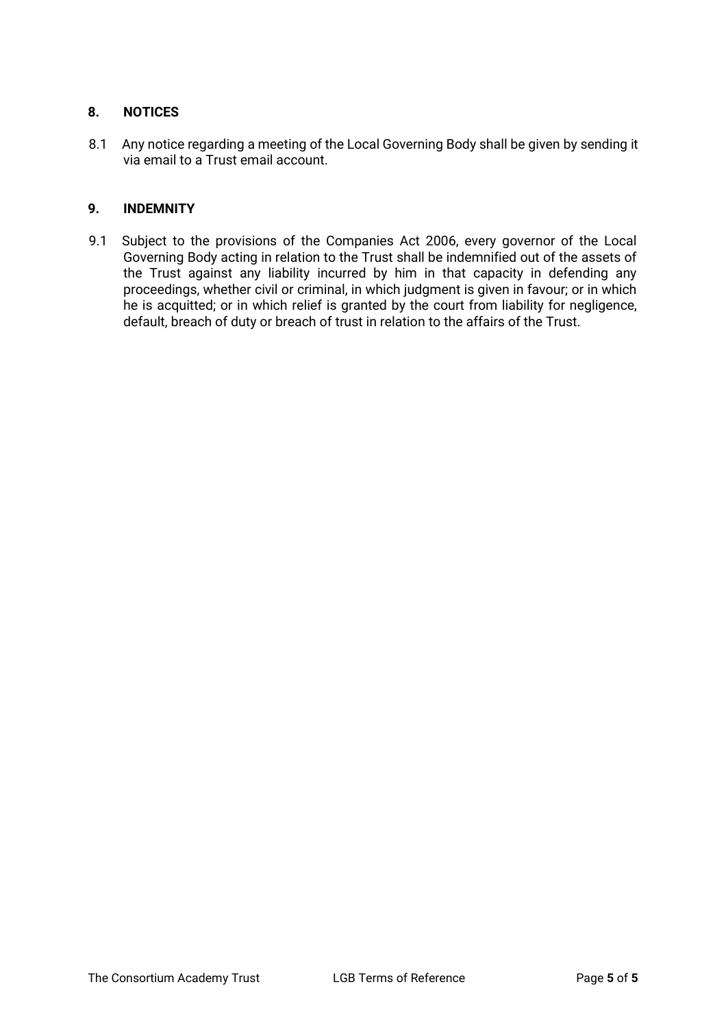## 8. NOTICES

8.1 Any notice regarding a meeting of the Local Governing Body shall be given by sending it via email to a Trust email account.

## 9. INDEMNITY

9.1 Subject to the provisions of the Companies Act 2006, every governor of the Local Governing Body acting in relation to the Trust shall be indemnified out of the assets of the Trust against any liability incurred by him in that capacity in defending any proceedings, whether civil or criminal, in which judgment is given in favour; or in which he is acquitted; or in which relief is granted by the court from liability for negligence, default, breach of duty or breach of trust in relation to the affairs of the Trust.